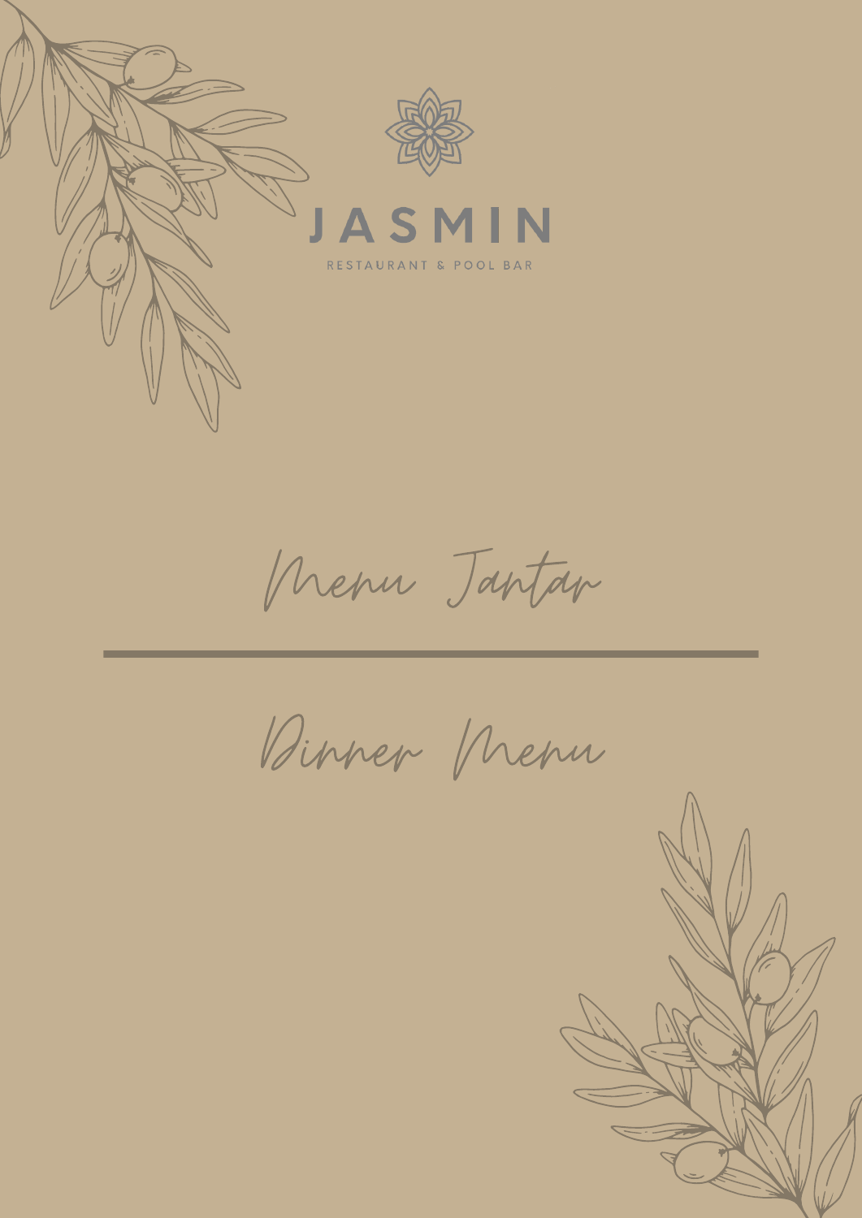# JASMIN

RESTAURANT & POOL BAR

## Menu Jantar

---

## Dinner Menu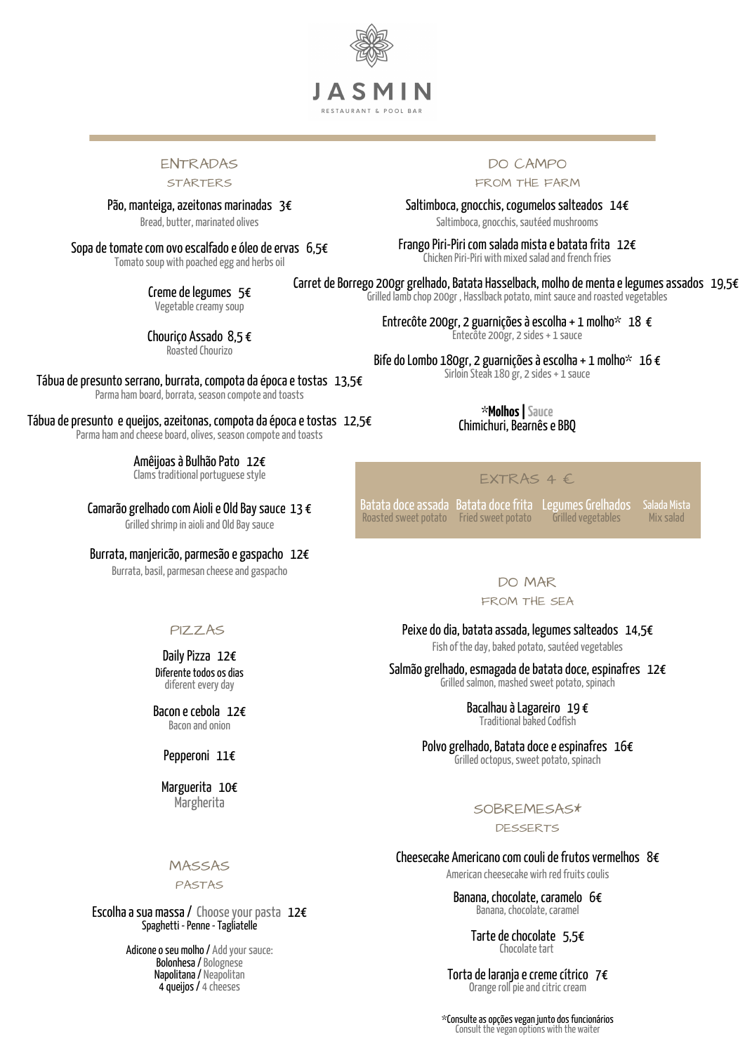# JASMIN

RESTAURANT & POOL BAR

## ENTRADAS
### STARTERS

Pão, manteiga, azeitonas marinadas 3€
Bread, butter, marinated olives

Sopa de tomate com ovo escalfado e óleo de ervas 6,5€
Tomato soup with poached egg and herbs oil

Creme de legumes 5€
Vegetable creamy soup

Chouriço Assado 8,5 €
Roasted Chourizo

Tábua de presunto serrano, burrata, compota da época e tostas 13,5€
Parma ham board, borrata, season compote and toasts

Tábua de presunto e queijos, azeitonas, compota da época e tostas 12,5€
Parma ham and cheese board, olives, season compote and toasts

Amêijoas à Bulhão Pato 12€
Clams traditional portuguese style

Camarão grelhado com Aioli e Old Bay sauce 13 €
Grilled shrimp in aioli and Old Bay sauce

Burrata, manjericão, parmesão e gaspacho 12€
Burrata, basil, parmesan cheese and gaspacho

## PIZZAS

Daily Pizza 12€
Diferente todos os dias
diferent every day

Bacon e cebola 12€
Bacon and onion

Pepperoni 11€

Marguerita 10€
Margherita

## MASSAS
### PASTAS

Escolha a sua massa / Choose your pasta 12€
Spaghetti - Penne - Tagliatelle

Adicone o seu molho / Add your sauce:
Bolonhesa / Bolognese
Napolitana / Neapolitan
4 queijos / 4 cheeses

## DO CAMPO
### FROM THE FARM

Saltimboca, gnocchis, cogumelos salteados 14€
Saltimboca, gnocchis, sautéed mushrooms

Frango Piri-Piri com salada mista e batata frita 12€
Chicken Piri-Piri with mixed salad and french fries

Carret de Borrego 200gr grelhado, Batata Hasselback, molho de menta e legumes assados 19,5€
Grilled lamb chop 200gr , Hasslback potato, mint sauce and roasted vegetables

Entrecôte 200gr, 2 guarnições à escolha + 1 molho* 18 €
Entecôte 200gr, 2 sides + 1 sauce

Bife do Lombo 180gr, 2 guarnições à escolha + 1 molho* 16 €
Sirloin Steak 180 gr, 2 sides + 1 sauce

***Molhos** | Sauce
Chimichuri, Bearnês e BBQ

## EXTRAS 4 €

| Batata doce assada | Batata doce frita | Legumes Grelhados | Salada Mista |
|---|---|---|---|
| Roasted sweet potato | Fried sweet potato | Grilled vegetables | Mix salad |

## DO MAR
### FROM THE SEA

Peixe do dia, batata assada, legumes salteados 14,5€
Fish of the day, baked potato, sautéed vegetables

Salmão grelhado, esmagada de batata doce, espinafres 12€
Grilled salmon, mashed sweet potato, spinach

Bacalhau à Lagareiro 19 €
Traditional baked Codfish

Polvo grelhado, Batata doce e espinafres 16€
Grilled octopus, sweet potato, spinach

## SOBREMESAS*
### DESSERTS

Cheesecake Americano com couli de frutos vermelhos 8€
American cheesecake wirh red fruits coulis

Banana, chocolate, caramelo 6€
Banana, chocolate, caramel

Tarte de chocolate 5,5€
Chocolate tart

Torta de laranja e creme cítrico 7€
Orange roll pie and citric cream

*Consulte as opções vegan junto dos funcionários
Consult the vegan options with the waiter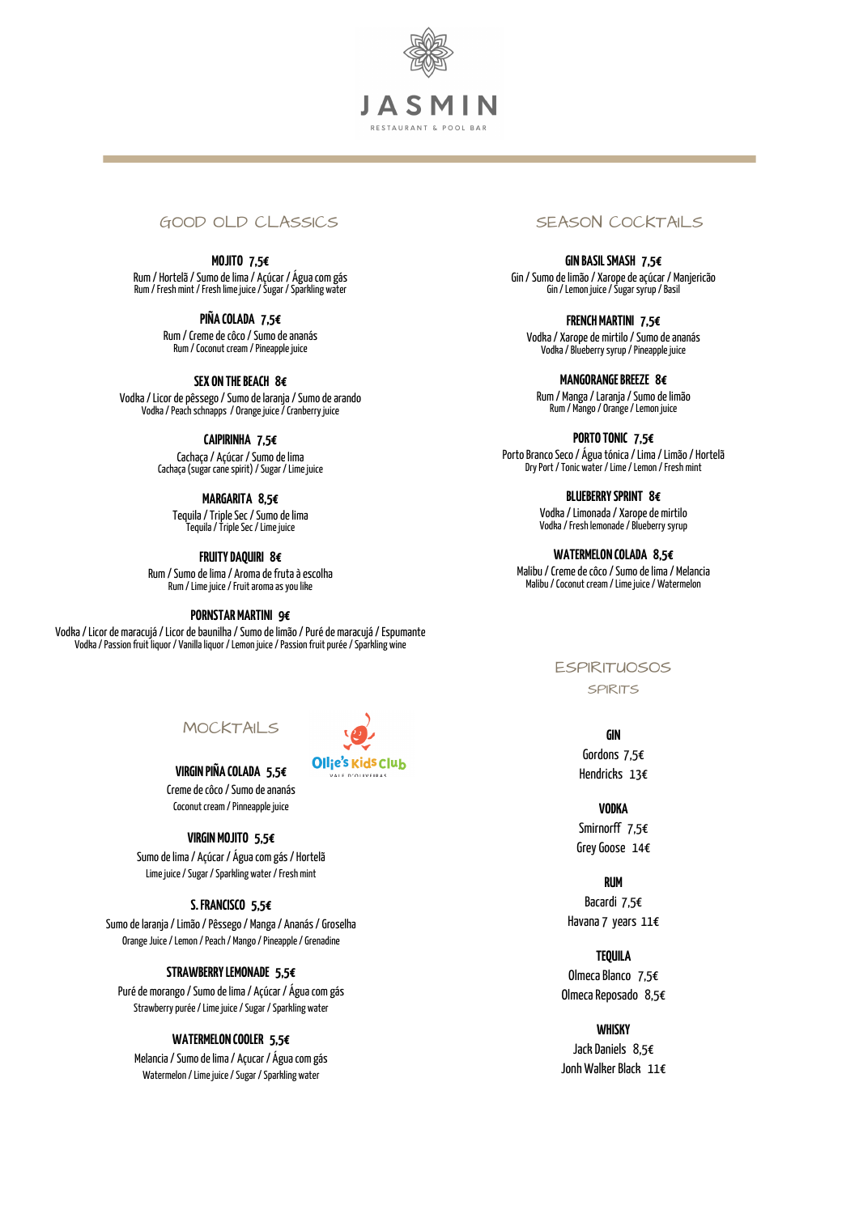# JASMIN

RESTAURANT & POOL BAR

## GOOD OLD CLASSICS

**MOJITO 7,5€**
Rum / Hortelã / Sumo de lima / Açúcar / Água com gás
Rum / Fresh mint / Fresh lime juice / Sugar / Sparkling water

**PIÑA COLADA 7,5€**
Rum / Creme de côco / Sumo de ananás
Rum / Coconut cream / Pineapple juice

**SEX ON THE BEACH 8€**
Vodka / Licor de pêssego / Sumo de laranja / Sumo de arando
Vodka / Peach schnapps / Orange juice / Cranberry juice

**CAIPIRINHA 7,5€**
Cachaça / Açúcar / Sumo de lima
Cachaça (sugar cane spirit) / Sugar / Lime juice

**MARGARITA 8,5€**
Tequila / Triple Sec / Sumo de lima
Tequila / Triple Sec / Lime juice

**FRUITY DAQUIRI 8€**
Rum / Sumo de lima / Aroma de fruta à escolha
Rum / Lime juice / Fruit aroma as you like

**PORNSTAR MARTINI 9€**
Vodka / Licor de maracujá / Licor de baunilha / Sumo de limão / Puré de maracujá / Espumante
Vodka / Passion fruit liquor / Vanilla liquor / Lemon juice / Passion fruit purée / Sparkling wine

## MOCKTAILS

Ollie's Kids Club
VALE D'OLIVEIRAS

**VIRGIN PIÑA COLADA 5,5€**
Creme de côco / Sumo de ananás
Coconut cream / Pinneapple juice

**VIRGIN MOJITO 5,5€**
Sumo de lima / Açúcar / Água com gás / Hortelã
Lime juice / Sugar / Sparkling water / Fresh mint

**S. FRANCISCO 5,5€**
Sumo de laranja / Limão / Pêssego / Manga / Ananás / Groselha
Orange Juice / Lemon / Peach / Mango / Pineapple / Grenadine

**STRAWBERRY LEMONADE 5,5€**
Puré de morango / Sumo de lima / Açúcar / Água com gás
Strawberry purée / Lime juice / Sugar / Sparkling water

**WATERMELON COOLER 5,5€**
Melancia / Sumo de lima / Açucar / Água com gás
Watermelon / Lime juice / Sugar / Sparkling water

## SEASON COCKTAILS

**GIN BASIL SMASH 7,5€**
Gin / Sumo de limão / Xarope de açúcar / Manjericão
Gin / Lemon juice / Sugar syrup / Basil

**FRENCH MARTINI 7,5€**
Vodka / Xarope de mirtilo / Sumo de ananás
Vodka / Blueberry syrup / Pineapple juice

**MANGORANGE BREEZE 8€**
Rum / Manga / Laranja / Sumo de limão
Rum / Mango / Orange / Lemon juice

**PORTO TONIC 7,5€**
Porto Branco Seco / Água tónica / Lima / Limão / Hortelã
Dry Port / Tonic water / Lime / Lemon / Fresh mint

**BLUEBERRY SPRINT 8€**
Vodka / Limonada / Xarope de mirtilo
Vodka / Fresh lemonade / Blueberry syrup

**WATERMELON COLADA 8,5€**
Malibu / Creme de côco / Sumo de lima / Melancia
Malibu / Coconut cream / Lime juice / Watermelon

## ESPIRITUOSOS
### SPIRITS

**GIN**
Gordons 7,5€
Hendricks 13€

**VODKA**
Smirnorff 7,5€
Grey Goose 14€

**RUM**
Bacardi 7,5€
Havana 7 years 11€

**TEQUILA**
Olmeca Blanco 7,5€
Olmeca Reposado 8,5€

**WHISKY**
Jack Daniels 8,5€
Jonh Walker Black 11€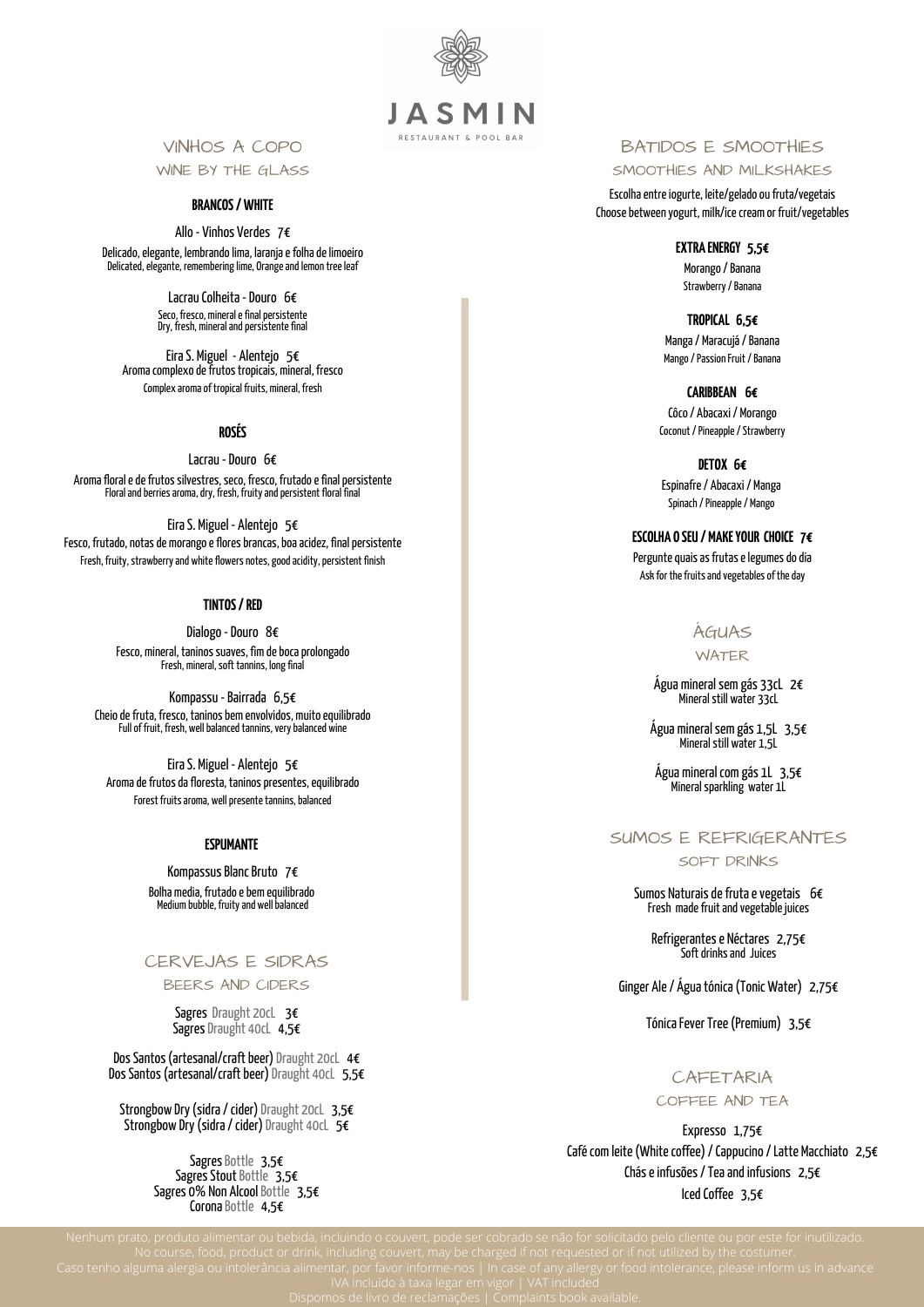# JASMIN

RESTAURANT & POOL BAR

## VINHOS A COPO

### WINE BY THE GLASS

**BRANCOS / WHITE**

Allo - Vinhos Verdes 7€

Delicado, elegante, lembrando lima, laranja e folha de limoeiro
Delicated, elegante, remembering lime, Orange and lemon tree leaf

Lacrau Colheita - Douro 6€

Seco, fresco, mineral e final persistente
Dry, fresh, mineral and persistente final

Eira S. Miguel - Alentejo 5€

Aroma complexo de frutos tropicais, mineral, fresco
Complex aroma of tropical fruits, mineral, fresh

**ROSÉS**

Lacrau - Douro 6€

Aroma floral e de frutos silvestres, seco, fresco, frutado e final persistente
Floral and berries aroma, dry, fresh, fruity and persistent floral final

Eira S. Miguel - Alentejo 5€

Fesco, frutado, notas de morango e flores brancas, boa acidez, final persistente
Fresh, fruity, strawberry and white flowers notes, good acidity, persistent finish

**TINTOS / RED**

Dialogo - Douro 8€

Fesco, mineral, taninos suaves, fim de boca prolongado
Fresh, mineral, soft tannins, long final

Kompassu - Bairrada 6,5€

Cheio de fruta, fresco, taninos bem envolvidos, muito equilibrado
Full of fruit, fresh, well balanced tannins, very balanced wine

Eira S. Miguel - Alentejo 5€

Aroma de frutos da floresta, taninos presentes, equilibrado
Forest fruits aroma, well presente tannins, balanced

**ESPUMANTE**

Kompassus Blanc Bruto 7€

Bolha media, frutado e bem equilibrado
Medium bubble, fruity and well balanced

## CERVEJAS E SIDRAS

### BEERS AND CIDERS

Sagres Draught 20cL 3€
Sagres Draught 40cL 4,5€

Dos Santos (artesanal/craft beer) Draught 20cL 4€
Dos Santos (artesanal/craft beer) Draught 40cL 5,5€

Strongbow Dry (sidra / cider) Draught 20cL 3,5€
Strongbow Dry (sidra / cider) Draught 40cL 5€

Sagres Bottle 3,5€
Sagres Stout Bottle 3,5€
Sagres 0% Non Alcool Bottle 3,5€
Corona Bottle 4,5€

## BATIDOS E SMOOTHIES

### SMOOTHIES AND MILKSHAKES

Escolha entre iogurte, leite/gelado ou fruta/vegetais
Choose between yogurt, milk/ice cream or fruit/vegetables

**EXTRA ENERGY 5,5€**

Morango / Banana
Strawberry / Banana

**TROPICAL 6,5€**

Manga / Maracujá / Banana
Mango / Passion Fruit / Banana

**CARIBBEAN 6€**

Côco / Abacaxi / Morango
Coconut / Pineapple / Strawberry

**DETOX 6€**

Espinafre / Abacaxi / Manga
Spinach / Pineapple / Mango

**ESCOLHA O SEU / MAKE YOUR CHOICE 7€**

Pergunte quais as frutas e legumes do dia
Ask for the fruits and vegetables of the day

## ÁGUAS

### WATER

Água mineral sem gás 33cL 2€
Mineral still water 33cL

Água mineral sem gás 1,5L 3,5€
Mineral still water 1,5L

Água mineral com gás 1L 3,5€
Mineral sparkling water 1L

## SUMOS E REFRIGERANTES

### SOFT DRINKS

Sumos Naturais de fruta e vegetais 6€
Fresh made fruit and vegetable juices

Refrigerantes e Néctares 2,75€
Soft drinks and Juices

Ginger Ale / Água tónica (Tonic Water) 2,75€

Tónica Fever Tree (Premium) 3,5€

## CAFETARIA

### COFFEE AND TEA

Expresso 1,75€

Café com leite (White coffee) / Cappucino / Latte Macchiato 2,5€

Chás e infusões / Tea and infusions 2,5€

Iced Coffee 3,5€

Nenhum prato, produto alimentar ou bebida, incluindo o couvert, pode ser cobrado se não for solicitado pelo cliente ou por este for inutilizado.
No course, food, product or drink, including couvert, may be charged if not requested or if not utilized by the costumer.
Caso tenho alguma alergia ou intolerância alimentar, por favor informe-nos | In case of any allergy or food intolerance, please inform us in advance
IVA incluído à taxa legar em vigor | VAT included
Dispomos de livro de reclamações | Complaints book available.